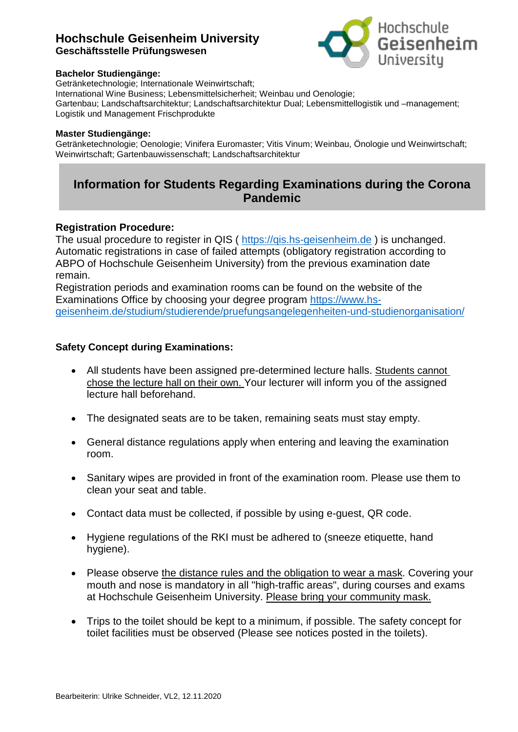# Hochschule Geisenheim University

**Geschäftsstelle Prüfungswesen**

**Bachelor Studiengänge:**
Getränketechnologie; Internationale Weinwirtschaft;
International Wine Business; Lebensmittelsicherheit; Weinbau und Oenologie;
Gartenbau; Landschaftsarchitektur; Landschaftsarchitektur Dual; Lebensmittellogistik und –management;
Logistik und Management Frischprodukte

**Master Studiengänge:**
Getränketechnologie; Oenologie; Vinifera Euromaster; Vitis Vinum; Weinbau, Önologie und Weinwirtschaft;
Weinwirtschaft; Gartenbauwissenschaft; Landschaftsarchitektur

## Information for Students Regarding Examinations during the Corona Pandemic

### Registration Procedure:

The usual procedure to register in QIS ( https://qis.hs-geisenheim.de ) is unchanged. Automatic registrations in case of failed attempts (obligatory registration according to ABPO of Hochschule Geisenheim University) from the previous examination date remain.

Registration periods and examination rooms can be found on the website of the Examinations Office by choosing your degree program https://www.hs-geisenheim.de/studium/studierende/pruefungsangelegenheiten-und-studienorganisation/

### Safety Concept during Examinations:

- All students have been assigned pre-determined lecture halls. Students cannot chose the lecture hall on their own. Your lecturer will inform you of the assigned lecture hall beforehand.
- The designated seats are to be taken, remaining seats must stay empty.
- General distance regulations apply when entering and leaving the examination room.
- Sanitary wipes are provided in front of the examination room. Please use them to clean your seat and table.
- Contact data must be collected, if possible by using e-guest, QR code.
- Hygiene regulations of the RKI must be adhered to (sneeze etiquette, hand hygiene).
- Please observe the distance rules and the obligation to wear a mask. Covering your mouth and nose is mandatory in all "high-traffic areas", during courses and exams at Hochschule Geisenheim University. Please bring your community mask.
- Trips to the toilet should be kept to a minimum, if possible. The safety concept for toilet facilities must be observed (Please see notices posted in the toilets).

Bearbeiterin: Ulrike Schneider, VL2, 12.11.2020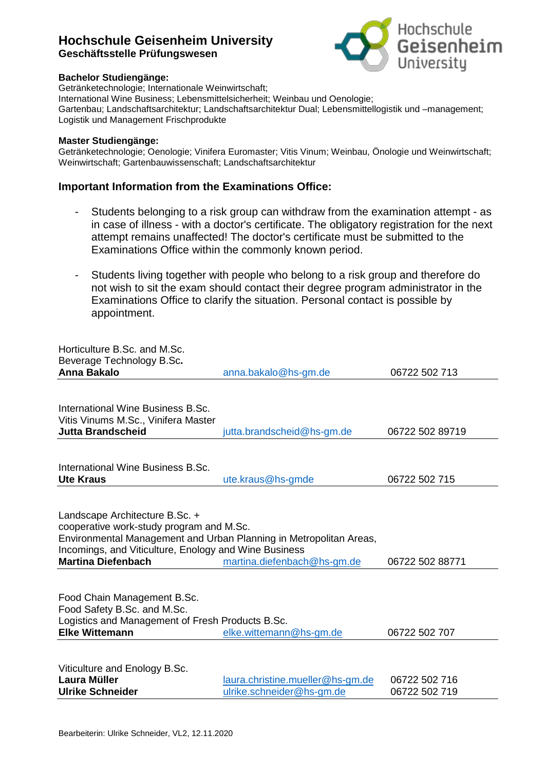# Hochschule Geisenheim University

**Geschäftsstelle Prüfungswesen**

**Bachelor Studiengänge:**
Getränketechnologie; Internationale Weinwirtschaft;
International Wine Business; Lebensmittelsicherheit; Weinbau und Oenologie;
Gartenbau; Landschaftsarchitektur; Landschaftsarchitektur Dual; Lebensmittellogistik und –management;
Logistik und Management Frischprodukte

**Master Studiengänge:**
Getränketechnologie; Oenologie; Vinifera Euromaster; Vitis Vinum; Weinbau, Önologie und Weinwirtschaft;
Weinwirtschaft; Gartenbauwissenschaft; Landschaftsarchitektur

## Important Information from the Examinations Office:

- Students belonging to a risk group can withdraw from the examination attempt - as in case of illness - with a doctor's certificate. The obligatory registration for the next attempt remains unaffected! The doctor's certificate must be submitted to the Examinations Office within the commonly known period.

- Students living together with people who belong to a risk group and therefore do not wish to sit the exam should contact their degree program administrator in the Examinations Office to clarify the situation. Personal contact is possible by appointment.

| | | |
|---|---|---|
| Horticulture B.Sc. and M.Sc.<br>Beverage Technology B.Sc.<br>**Anna Bakalo** | anna.bakalo@hs-gm.de | 06722 502 713 |
| International Wine Business B.Sc.<br>Vitis Vinums M.Sc., Vinifera Master<br>**Jutta Brandscheid** | jutta.brandscheid@hs-gm.de | 06722 502 89719 |
| International Wine Business B.Sc.<br>**Ute Kraus** | ute.kraus@hs-gmde | 06722 502 715 |
| Landscape Architecture B.Sc. + cooperative work-study program and M.Sc.<br>Environmental Management and Urban Planning in Metropolitan Areas,<br>Incomings, and Viticulture, Enology and Wine Business<br>**Martina Diefenbach** | martina.diefenbach@hs-gm.de | 06722 502 88771 |
| Food Chain Management B.Sc.<br>Food Safety B.Sc. and M.Sc.<br>Logistics and Management of Fresh Products B.Sc.<br>**Elke Wittemann** | elke.wittemann@hs-gm.de | 06722 502 707 |
| Viticulture and Enology B.Sc.<br>**Laura Müller**<br>**Ulrike Schneider** | laura.christine.mueller@hs-gm.de<br>ulrike.schneider@hs-gm.de | 06722 502 716<br>06722 502 719 |

Bearbeiterin: Ulrike Schneider, VL2, 12.11.2020